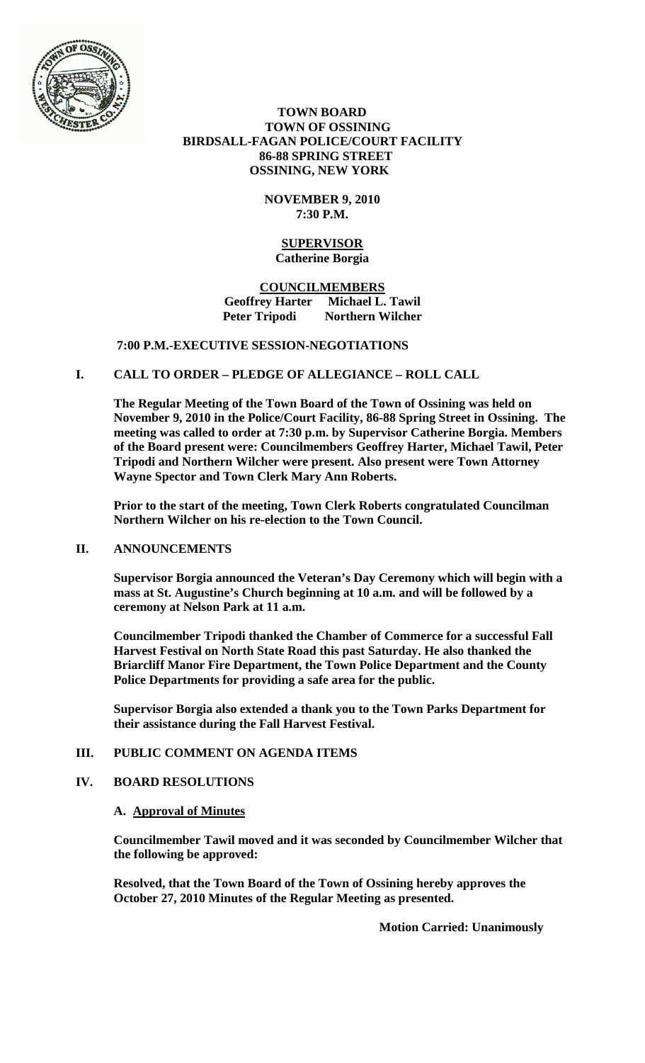**TOWN BOARD**
**TOWN OF OSSINING**
**BIRDSALL-FAGAN POLICE/COURT FACILITY**
**86-88 SPRING STREET**
**OSSINING, NEW YORK**

**NOVEMBER 9, 2010**
**7:30 P.M.**

**SUPERVISOR**
**Catherine Borgia**

**COUNCILMEMBERS**
**Geoffrey Harter Michael L. Tawil**
**Peter Tripodi Northern Wilcher**

**7:00 P.M.-EXECUTIVE SESSION-NEGOTIATIONS**

## I. CALL TO ORDER – PLEDGE OF ALLEGIANCE – ROLL CALL

**The Regular Meeting of the Town Board of the Town of Ossining was held on November 9, 2010 in the Police/Court Facility, 86-88 Spring Street in Ossining. The meeting was called to order at 7:30 p.m. by Supervisor Catherine Borgia. Members of the Board present were: Councilmembers Geoffrey Harter, Michael Tawil, Peter Tripodi and Northern Wilcher were present. Also present were Town Attorney Wayne Spector and Town Clerk Mary Ann Roberts.**

**Prior to the start of the meeting, Town Clerk Roberts congratulated Councilman Northern Wilcher on his re-election to the Town Council.**

## II. ANNOUNCEMENTS

**Supervisor Borgia announced the Veteran's Day Ceremony which will begin with a mass at St. Augustine's Church beginning at 10 a.m. and will be followed by a ceremony at Nelson Park at 11 a.m.**

**Councilmember Tripodi thanked the Chamber of Commerce for a successful Fall Harvest Festival on North State Road this past Saturday. He also thanked the Briarcliff Manor Fire Department, the Town Police Department and the County Police Departments for providing a safe area for the public.**

**Supervisor Borgia also extended a thank you to the Town Parks Department for their assistance during the Fall Harvest Festival.**

## III. PUBLIC COMMENT ON AGENDA ITEMS

## IV. BOARD RESOLUTIONS

**A. Approval of Minutes**

**Councilmember Tawil moved and it was seconded by Councilmember Wilcher that the following be approved:**

**Resolved, that the Town Board of the Town of Ossining hereby approves the October 27, 2010 Minutes of the Regular Meeting as presented.**

**Motion Carried: Unanimously**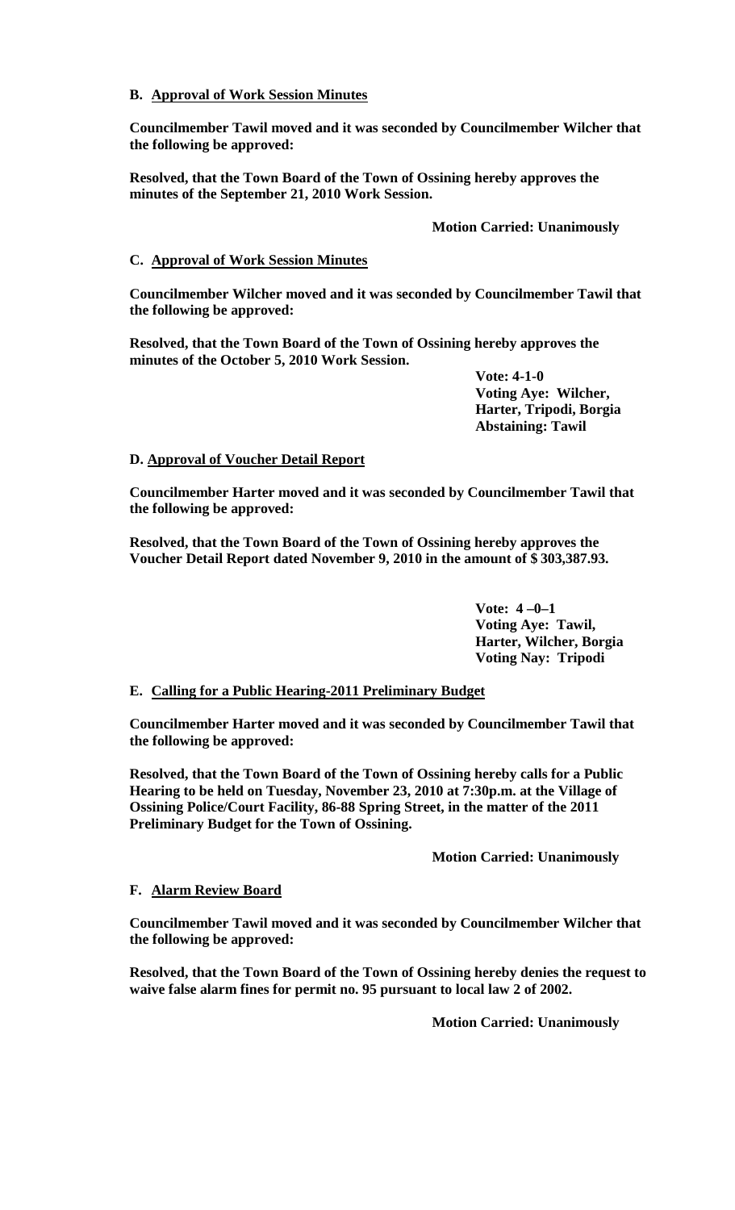**B. <u>Approval of Work Session Minutes</u>**

**Councilmember Tawil moved and it was seconded by Councilmember Wilcher that the following be approved:**

**Resolved, that the Town Board of the Town of Ossining hereby approves the minutes of the September 21, 2010 Work Session.**

**Motion Carried: Unanimously**

**C. <u>Approval of Work Session Minutes</u>**

**Councilmember Wilcher moved and it was seconded by Councilmember Tawil that the following be approved:**

**Resolved, that the Town Board of the Town of Ossining hereby approves the minutes of the October 5, 2010 Work Session.**

**Vote: 4-1-0**
**Voting Aye: Wilcher, Harter, Tripodi, Borgia**
**Abstaining: Tawil**

**D. <u>Approval of Voucher Detail Report</u>**

**Councilmember Harter moved and it was seconded by Councilmember Tawil that the following be approved:**

**Resolved, that the Town Board of the Town of Ossining hereby approves the Voucher Detail Report dated November 9, 2010 in the amount of $ 303,387.93.**

**Vote: 4 –0–1**
**Voting Aye: Tawil, Harter, Wilcher, Borgia**
**Voting Nay: Tripodi**

**E. <u>Calling for a Public Hearing-2011 Preliminary Budget</u>**

**Councilmember Harter moved and it was seconded by Councilmember Tawil that the following be approved:**

**Resolved, that the Town Board of the Town of Ossining hereby calls for a Public Hearing to be held on Tuesday, November 23, 2010 at 7:30p.m. at the Village of Ossining Police/Court Facility, 86-88 Spring Street, in the matter of the 2011 Preliminary Budget for the Town of Ossining.**

**Motion Carried: Unanimously**

**F. <u>Alarm Review Board</u>**

**Councilmember Tawil moved and it was seconded by Councilmember Wilcher that the following be approved:**

**Resolved, that the Town Board of the Town of Ossining hereby denies the request to waive false alarm fines for permit no. 95 pursuant to local law 2 of 2002.**

**Motion Carried: Unanimously**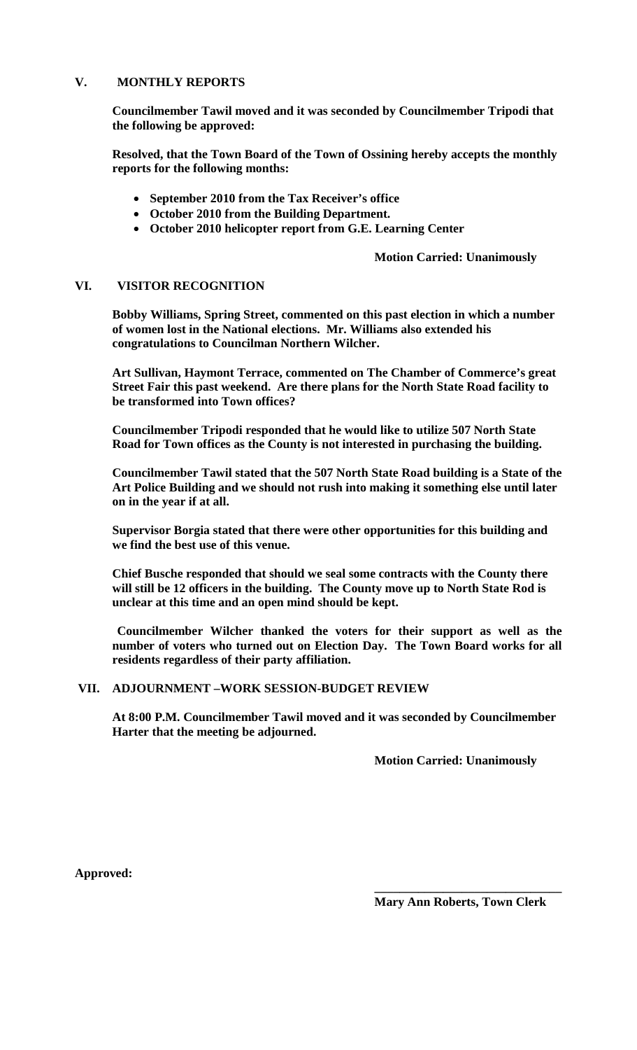## V. MONTHLY REPORTS

**Councilmember Tawil moved and it was seconded by Councilmember Tripodi that the following be approved:**

**Resolved, that the Town Board of the Town of Ossining hereby accepts the monthly reports for the following months:**

- **September 2010 from the Tax Receiver's office**
- **October 2010 from the Building Department.**
- **October 2010 helicopter report from G.E. Learning Center**

**Motion Carried: Unanimously**

## VI. VISITOR RECOGNITION

**Bobby Williams, Spring Street, commented on this past election in which a number of women lost in the National elections. Mr. Williams also extended his congratulations to Councilman Northern Wilcher.**

**Art Sullivan, Haymont Terrace, commented on The Chamber of Commerce's great Street Fair this past weekend. Are there plans for the North State Road facility to be transformed into Town offices?**

**Councilmember Tripodi responded that he would like to utilize 507 North State Road for Town offices as the County is not interested in purchasing the building.**

**Councilmember Tawil stated that the 507 North State Road building is a State of the Art Police Building and we should not rush into making it something else until later on in the year if at all.**

**Supervisor Borgia stated that there were other opportunities for this building and we find the best use of this venue.**

**Chief Busche responded that should we seal some contracts with the County there will still be 12 officers in the building. The County move up to North State Rod is unclear at this time and an open mind should be kept.**

**Councilmember Wilcher thanked the voters for their support as well as the number of voters who turned out on Election Day. The Town Board works for all residents regardless of their party affiliation.**

## VII. ADJOURNMENT –WORK SESSION-BUDGET REVIEW

**At 8:00 P.M. Councilmember Tawil moved and it was seconded by Councilmember Harter that the meeting be adjourned.**

**Motion Carried: Unanimously**

**Approved:**

**\_\_\_\_\_\_\_\_\_\_\_\_\_\_\_\_\_\_\_\_\_\_\_\_\_\_\_\_\_\_**

**Mary Ann Roberts, Town Clerk**